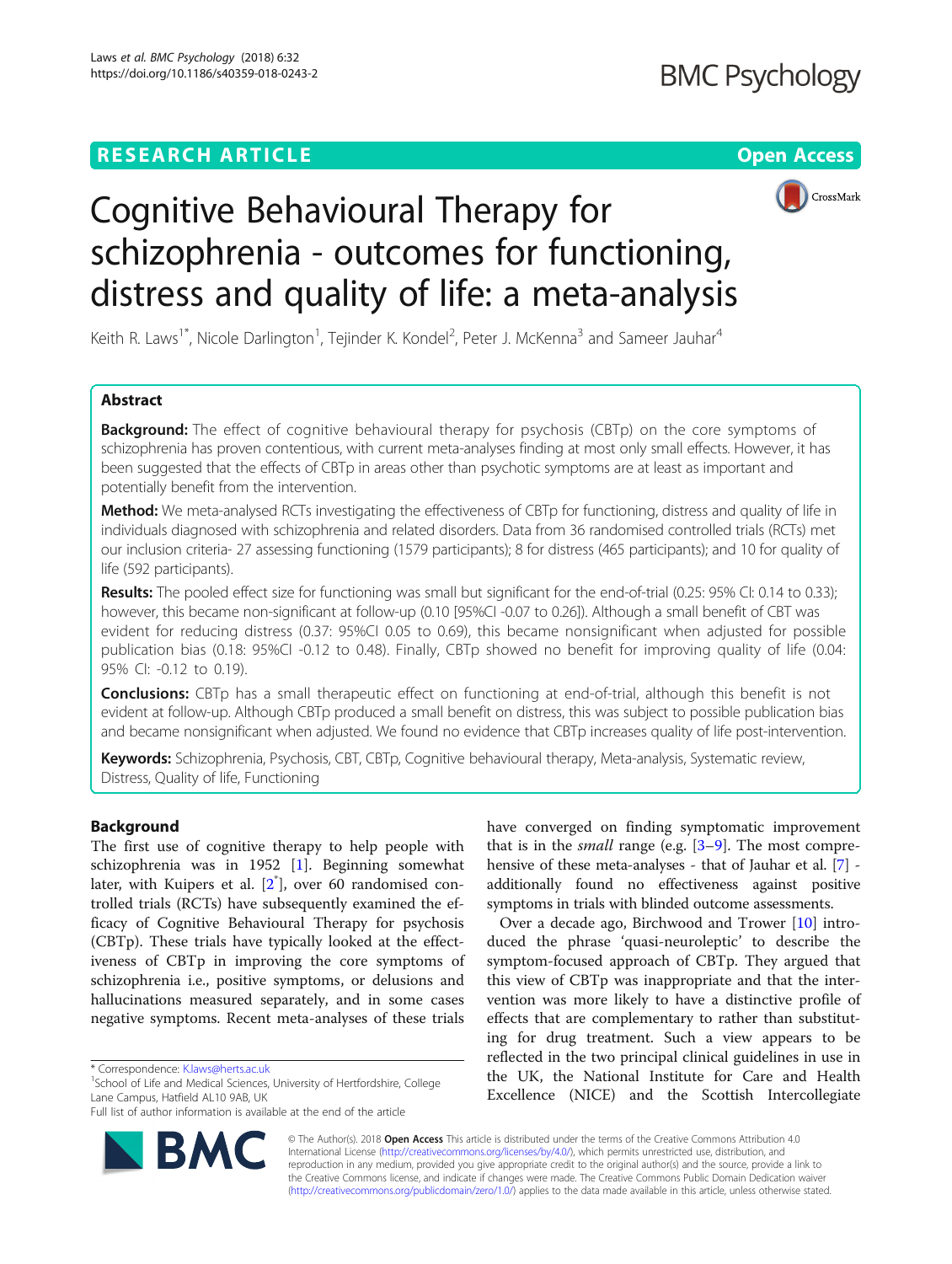RESEARCH ARTICLE

Open Access

# Cognitive Behavioural Therapy for schizophrenia - outcomes for functioning, distress and quality of life: a meta-analysis

Keith R. Laws[1*], Nicole Darlington[1], Tejinder K. Kondel[2], Peter J. McKenna[3] and Sameer Jauhar[4]

## Abstract

**Background:** The effect of cognitive behavioural therapy for psychosis (CBTp) on the core symptoms of schizophrenia has proven contentious, with current meta-analyses finding at most only small effects. However, it has been suggested that the effects of CBTp in areas other than psychotic symptoms are at least as important and potentially benefit from the intervention.

**Method:** We meta-analysed RCTs investigating the effectiveness of CBTp for functioning, distress and quality of life in individuals diagnosed with schizophrenia and related disorders. Data from 36 randomised controlled trials (RCTs) met our inclusion criteria- 27 assessing functioning (1579 participants); 8 for distress (465 participants); and 10 for quality of life (592 participants).

**Results:** The pooled effect size for functioning was small but significant for the end-of-trial (0.25: 95% CI: 0.14 to 0.33); however, this became non-significant at follow-up (0.10 [95%CI -0.07 to 0.26]). Although a small benefit of CBT was evident for reducing distress (0.37: 95%CI 0.05 to 0.69), this became nonsignificant when adjusted for possible publication bias (0.18: 95%CI -0.12 to 0.48). Finally, CBTp showed no benefit for improving quality of life (0.04: 95% CI: -0.12 to 0.19).

**Conclusions:** CBTp has a small therapeutic effect on functioning at end-of-trial, although this benefit is not evident at follow-up. Although CBTp produced a small benefit on distress, this was subject to possible publication bias and became nonsignificant when adjusted. We found no evidence that CBTp increases quality of life post-intervention.

**Keywords:** Schizophrenia, Psychosis, CBT, CBTp, Cognitive behavioural therapy, Meta-analysis, Systematic review, Distress, Quality of life, Functioning

## Background

The first use of cognitive therapy to help people with schizophrenia was in 1952 [1]. Beginning somewhat later, with Kuipers et al. [2*], over 60 randomised controlled trials (RCTs) have subsequently examined the efficacy of Cognitive Behavioural Therapy for psychosis (CBTp). These trials have typically looked at the effectiveness of CBTp in improving the core symptoms of schizophrenia i.e., positive symptoms, or delusions and hallucinations measured separately, and in some cases negative symptoms. Recent meta-analyses of these trials have converged on finding symptomatic improvement that is in the *small* range (e.g. [3–9]. The most comprehensive of these meta-analyses - that of Jauhar et al. [7] - additionally found no effectiveness against positive symptoms in trials with blinded outcome assessments.

Over a decade ago, Birchwood and Trower [10] introduced the phrase 'quasi-neuroleptic' to describe the symptom-focused approach of CBTp. They argued that this view of CBTp was inappropriate and that the intervention was more likely to have a distinctive profile of effects that are complementary to rather than substituting for drug treatment. Such a view appears to be reflected in the two principal clinical guidelines in use in the UK, the National Institute for Care and Health Excellence (NICE) and the Scottish Intercollegiate

\* Correspondence: K.laws@herts.ac.uk
[1]School of Life and Medical Sciences, University of Hertfordshire, College Lane Campus, Hatfield AL10 9AB, UK
Full list of author information is available at the end of the article

© The Author(s). 2018 **Open Access** This article is distributed under the terms of the Creative Commons Attribution 4.0 International License (http://creativecommons.org/licenses/by/4.0/), which permits unrestricted use, distribution, and reproduction in any medium, provided you give appropriate credit to the original author(s) and the source, provide a link to the Creative Commons license, and indicate if changes were made. The Creative Commons Public Domain Dedication waiver (http://creativecommons.org/publicdomain/zero/1.0/) applies to the data made available in this article, unless otherwise stated.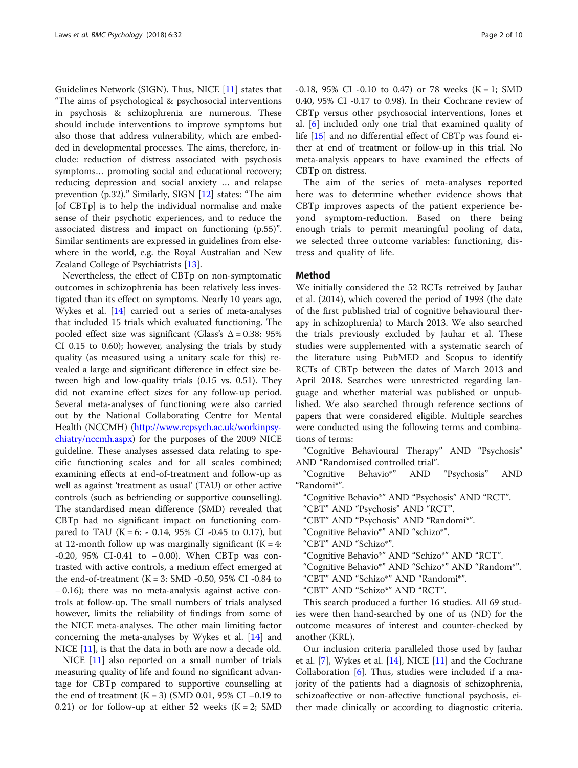Guidelines Network (SIGN). Thus, NICE [11] states that "The aims of psychological & psychosocial interventions in psychosis & schizophrenia are numerous. These should include interventions to improve symptoms but also those that address vulnerability, which are embedded in developmental processes. The aims, therefore, include: reduction of distress associated with psychosis symptoms… promoting social and educational recovery; reducing depression and social anxiety … and relapse prevention (p.32)." Similarly, SIGN [12] states: "The aim [of CBTp] is to help the individual normalise and make sense of their psychotic experiences, and to reduce the associated distress and impact on functioning (p.55)". Similar sentiments are expressed in guidelines from elsewhere in the world, e.g. the Royal Australian and New Zealand College of Psychiatrists [13].

Nevertheless, the effect of CBTp on non-symptomatic outcomes in schizophrenia has been relatively less investigated than its effect on symptoms. Nearly 10 years ago, Wykes et al. [14] carried out a series of meta-analyses that included 15 trials which evaluated functioning. The pooled effect size was significant (Glass's $\Delta = 0.38$: 95% CI 0.15 to 0.60); however, analysing the trials by study quality (as measured using a unitary scale for this) revealed a large and significant difference in effect size between high and low-quality trials (0.15 vs. 0.51). They did not examine effect sizes for any follow-up period. Several meta-analyses of functioning were also carried out by the National Collaborating Centre for Mental Health (NCCMH) (http://www.rcpsych.ac.uk/workinpsychiatry/nccmh.aspx) for the purposes of the 2009 NICE guideline. These analyses assessed data relating to specific functioning scales and for all scales combined; examining effects at end-of-treatment and follow-up as well as against 'treatment as usual' (TAU) or other active controls (such as befriending or supportive counselling). The standardised mean difference (SMD) revealed that CBTp had no significant impact on functioning compared to TAU (K = 6: - 0.14, 95% CI -0.45 to 0.17), but at 12-month follow up was marginally significant (K = 4: -0.20, 95% CI-0.41 to − 0.00). When CBTp was contrasted with active controls, a medium effect emerged at the end-of-treatment (K = 3: SMD -0.50, 95% CI -0.84 to − 0.16); there was no meta-analysis against active controls at follow-up. The small numbers of trials analysed however, limits the reliability of findings from some of the NICE meta-analyses. The other main limiting factor concerning the meta-analyses by Wykes et al. [14] and NICE [11], is that the data in both are now a decade old.

NICE [11] also reported on a small number of trials measuring quality of life and found no significant advantage for CBTp compared to supportive counselling at the end of treatment (K = 3) (SMD 0.01, 95% CI −0.19 to 0.21) or for follow-up at either 52 weeks (K = 2; SMD -0.18, 95% CI -0.10 to 0.47) or 78 weeks (K = 1; SMD 0.40, 95% CI -0.17 to 0.98). In their Cochrane review of CBTp versus other psychosocial interventions, Jones et al. [6] included only one trial that examined quality of life [15] and no differential effect of CBTp was found either at end of treatment or follow-up in this trial. No meta-analysis appears to have examined the effects of CBTp on distress.

The aim of the series of meta-analyses reported here was to determine whether evidence shows that CBTp improves aspects of the patient experience beyond symptom-reduction. Based on there being enough trials to permit meaningful pooling of data, we selected three outcome variables: functioning, distress and quality of life.

## Method

We initially considered the 52 RCTs retreived by Jauhar et al. (2014), which covered the period of 1993 (the date of the first published trial of cognitive behavioural therapy in schizophrenia) to March 2013. We also searched the trials previously excluded by Jauhar et al. These studies were supplemented with a systematic search of the literature using PubMED and Scopus to identify RCTs of CBTp between the dates of March 2013 and April 2018. Searches were unrestricted regarding language and whether material was published or unpublished. We also searched through reference sections of papers that were considered eligible. Multiple searches were conducted using the following terms and combinations of terms:

"Cognitive Behavioural Therapy" AND "Psychosis" AND "Randomised controlled trial".

"Cognitive Behavio*" AND "Psychosis" AND "Randomi*".

"Cognitive Behavio*" AND "Psychosis" AND "RCT".

"CBT" AND "Psychosis" AND "RCT".

"CBT" AND "Psychosis" AND "Randomi*".

"Cognitive Behavio*" AND "schizo*".

"CBT" AND "Schizo*".

"Cognitive Behavio*" AND "Schizo*" AND "RCT".

"Cognitive Behavio*" AND "Schizo*" AND "Random*".

"CBT" AND "Schizo*" AND "Randomi*".

"CBT" AND "Schizo*" AND "RCT".

This search produced a further 16 studies. All 69 studies were then hand-searched by one of us (ND) for the outcome measures of interest and counter-checked by another (KRL).

Our inclusion criteria paralleled those used by Jauhar et al. [7], Wykes et al. [14], NICE [11] and the Cochrane Collaboration [6]. Thus, studies were included if a majority of the patients had a diagnosis of schizophrenia, schizoaffective or non-affective functional psychosis, either made clinically or according to diagnostic criteria.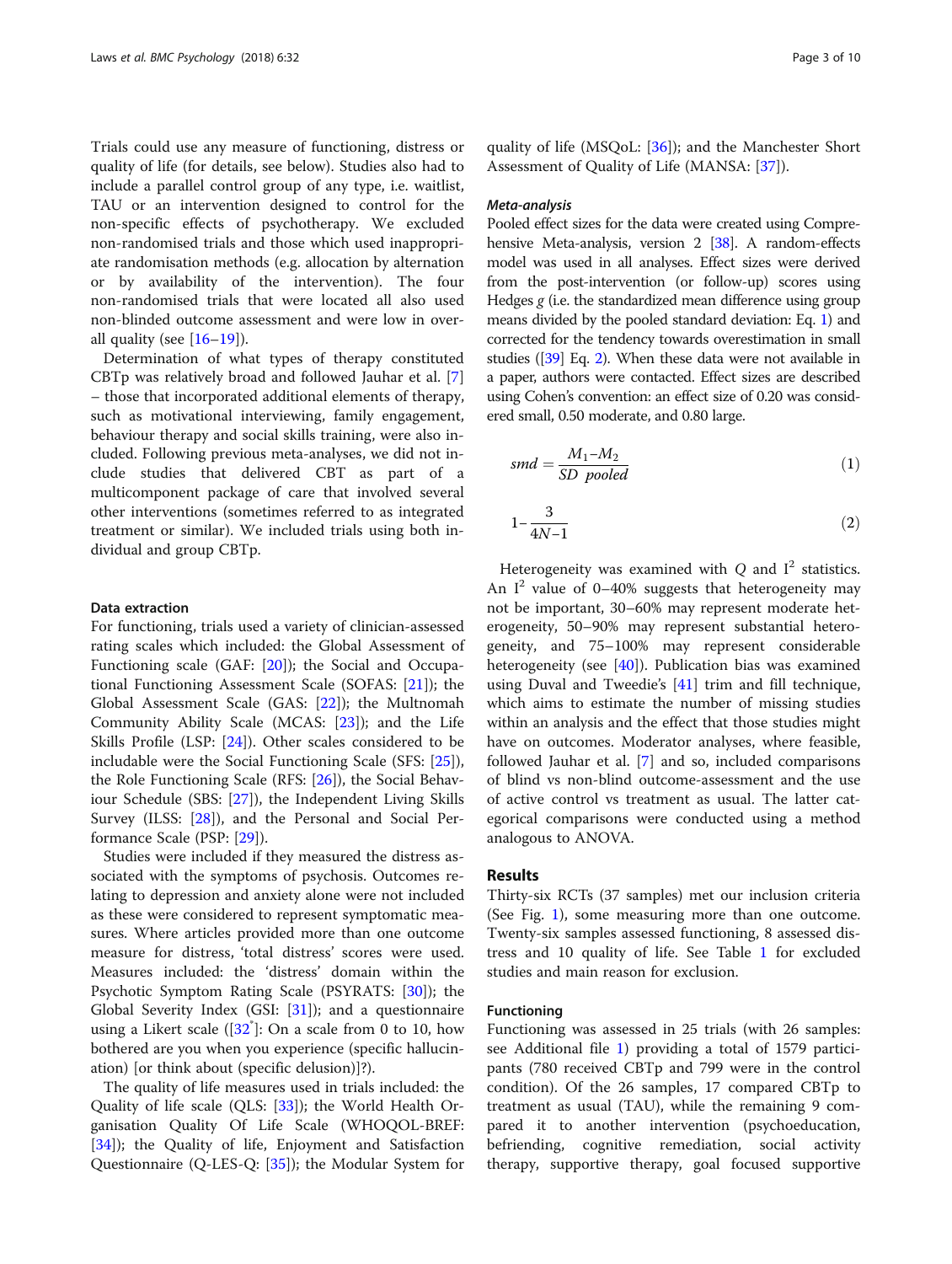Trials could use any measure of functioning, distress or quality of life (for details, see below). Studies also had to include a parallel control group of any type, i.e. waitlist, TAU or an intervention designed to control for the non-specific effects of psychotherapy. We excluded non-randomised trials and those which used inappropriate randomisation methods (e.g. allocation by alternation or by availability of the intervention). The four non-randomised trials that were located all also used non-blinded outcome assessment and were low in overall quality (see [16–19]).

Determination of what types of therapy constituted CBTp was relatively broad and followed Jauhar et al. [7] – those that incorporated additional elements of therapy, such as motivational interviewing, family engagement, behaviour therapy and social skills training, were also included. Following previous meta-analyses, we did not include studies that delivered CBT as part of a multicomponent package of care that involved several other interventions (sometimes referred to as integrated treatment or similar). We included trials using both individual and group CBTp.

#### Data extraction

For functioning, trials used a variety of clinician-assessed rating scales which included: the Global Assessment of Functioning scale (GAF: [20]); the Social and Occupational Functioning Assessment Scale (SOFAS: [21]); the Global Assessment Scale (GAS: [22]); the Multnomah Community Ability Scale (MCAS: [23]); and the Life Skills Profile (LSP: [24]). Other scales considered to be includable were the Social Functioning Scale (SFS: [25]), the Role Functioning Scale (RFS: [26]), the Social Behaviour Schedule (SBS: [27]), the Independent Living Skills Survey (ILSS: [28]), and the Personal and Social Performance Scale (PSP: [29]).

Studies were included if they measured the distress associated with the symptoms of psychosis. Outcomes relating to depression and anxiety alone were not included as these were considered to represent symptomatic measures. Where articles provided more than one outcome measure for distress, 'total distress' scores were used. Measures included: the 'distress' domain within the Psychotic Symptom Rating Scale (PSYRATS: [30]); the Global Severity Index (GSI: [31]); and a questionnaire using a Likert scale ([32*]: On a scale from 0 to 10, how bothered are you when you experience (specific hallucination) [or think about (specific delusion)]?).

The quality of life measures used in trials included: the Quality of life scale (QLS: [33]); the World Health Organisation Quality Of Life Scale (WHOQOL-BREF: [34]); the Quality of life, Enjoyment and Satisfaction Questionnaire (Q-LES-Q: [35]); the Modular System for quality of life (MSQoL: [36]); and the Manchester Short Assessment of Quality of Life (MANSA: [37]).

#### *Meta-analysis*

Pooled effect sizes for the data were created using Comprehensive Meta-analysis, version 2 [38]. A random-effects model was used in all analyses. Effect sizes were derived from the post-intervention (or follow-up) scores using Hedges *g* (i.e. the standardized mean difference using group means divided by the pooled standard deviation: Eq. 1) and corrected for the tendency towards overestimation in small studies ([39] Eq. 2). When these data were not available in a paper, authors were contacted. Effect sizes are described using Cohen's convention: an effect size of 0.20 was considered small, 0.50 moderate, and 0.80 large.

$$smd = \frac{M_1 - M_2}{SD\ pooled} \tag{1}$$

$$1 - \frac{3}{4N - 1} \tag{2}$$

Heterogeneity was examined with $Q$ and $I^2$ statistics. An $I^2$ value of 0–40% suggests that heterogeneity may not be important, 30–60% may represent moderate heterogeneity, 50–90% may represent substantial heterogeneity, and 75–100% may represent considerable heterogeneity (see [40]). Publication bias was examined using Duval and Tweedie's [41] trim and fill technique, which aims to estimate the number of missing studies within an analysis and the effect that those studies might have on outcomes. Moderator analyses, where feasible, followed Jauhar et al. [7] and so, included comparisons of blind vs non-blind outcome-assessment and the use of active control vs treatment as usual. The latter categorical comparisons were conducted using a method analogous to ANOVA.

## Results

Thirty-six RCTs (37 samples) met our inclusion criteria (See Fig. 1), some measuring more than one outcome. Twenty-six samples assessed functioning, 8 assessed distress and 10 quality of life. See Table 1 for excluded studies and main reason for exclusion.

#### Functioning

Functioning was assessed in 25 trials (with 26 samples: see Additional file 1) providing a total of 1579 participants (780 received CBTp and 799 were in the control condition). Of the 26 samples, 17 compared CBTp to treatment as usual (TAU), while the remaining 9 compared it to another intervention (psychoeducation, befriending, cognitive remediation, social activity therapy, supportive therapy, goal focused supportive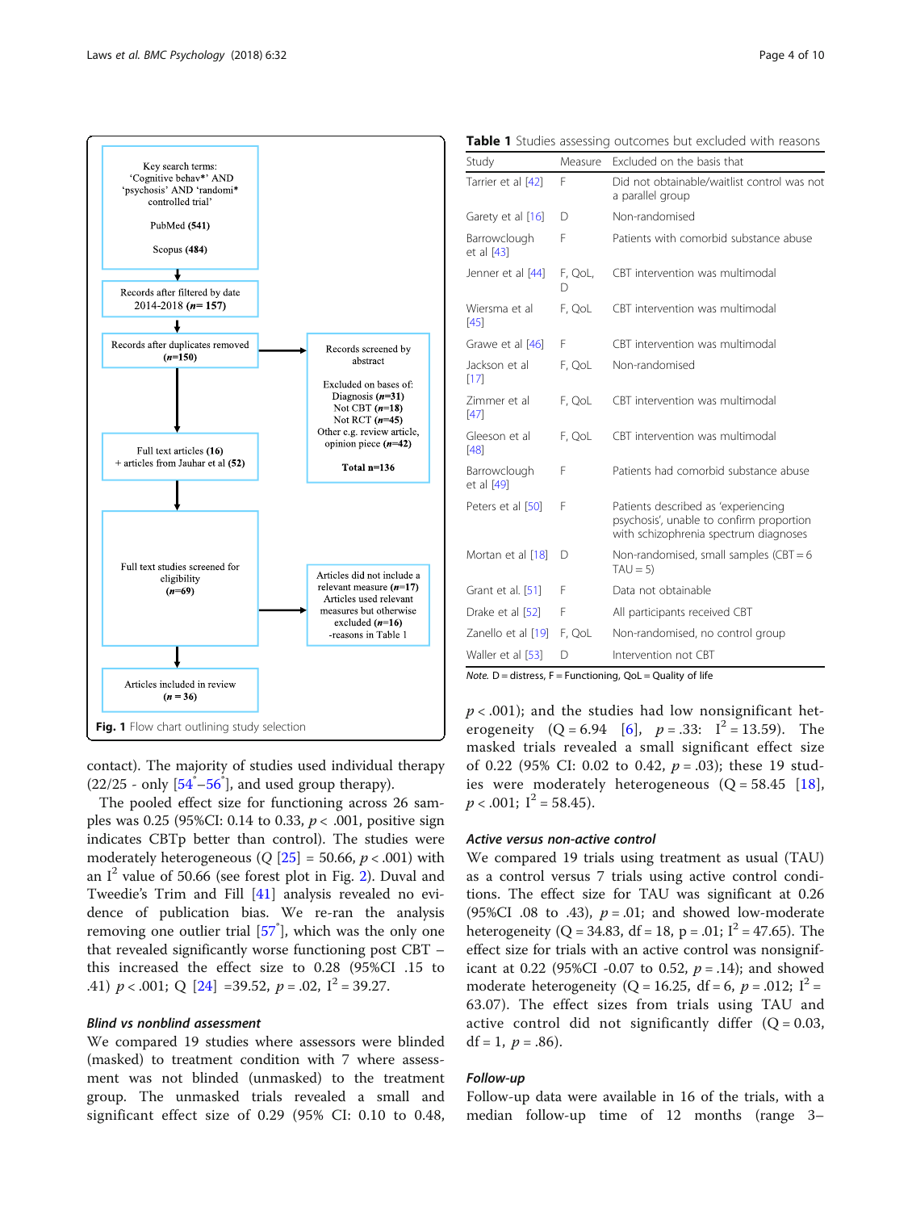Key search terms: 'Cognitive behav*' AND 'psychosis' AND 'randomi* controlled trial'

PubMed (**541**)

Scopus (**484**)

Records after filtered by date 2014-2018 (***n*= 157**)

Records after duplicates removed (***n*=150**)

Records screened by abstract

Excluded on bases of:
Diagnosis (***n*=31**)
Not CBT (***n*=18**)
Not RCT (***n*=45**)
Other e.g. review article, opinion piece (***n*=42**)

**Total n=136**

Full text articles (**16**) + articles from Jauhar et al (**52**)

Full text studies screened for eligibility (***n*=69**)

Articles did not include a relevant measure (***n*=17**)
Articles used relevant measures but otherwise excluded (***n*=16**)
-reasons in Table 1

Articles included in review (***n* = 36**)

**Fig. 1** Flow chart outlining study selection

contact). The majority of studies used individual therapy (22/25 - only [54*–56*], and used group therapy).

The pooled effect size for functioning across 26 samples was 0.25 (95%CI: 0.14 to 0.33, $p < .001$, positive sign indicates CBTp better than control). The studies were moderately heterogeneous ($Q$ [25] = 50.66, $p < .001$) with an $I^2$ value of 50.66 (see forest plot in Fig. 2). Duval and Tweedie's Trim and Fill [41] analysis revealed no evidence of publication bias. We re-ran the analysis removing one outlier trial [57*], which was the only one that revealed significantly worse functioning post CBT – this increased the effect size to 0.28 (95%CI .15 to .41) $p < .001$; Q [24] =39.52, $p = .02$, $I^2 = 39.27$.

### Blind vs nonblind assessment

We compared 19 studies where assessors were blinded (masked) to treatment condition with 7 where assessment was not blinded (unmasked) to the treatment group. The unmasked trials revealed a small and significant effect size of 0.29 (95% CI: 0.10 to 0.48, $p < .001$); and the studies had low nonsignificant heterogeneity (Q = 6.94 [6], $p = .33$: $I^2 = 13.59$). The masked trials revealed a small significant effect size of 0.22 (95% CI: 0.02 to 0.42, $p = .03$); these 19 studies were moderately heterogeneous (Q = 58.45 [18], $p < .001$; $I^2 = 58.45$).

**Table 1** Studies assessing outcomes but excluded with reasons

| Study | Measure | Excluded on the basis that |
|---|---|---|
| Tarrier et al [42] | F | Did not obtainable/waitlist control was not a parallel group |
| Garety et al [16] | D | Non-randomised |
| Barrowclough et al [43] | F | Patients with comorbid substance abuse |
| Jenner et al [44] | F, QoL, D | CBT intervention was multimodal |
| Wiersma et al [45] | F, QoL | CBT intervention was multimodal |
| Grawe et al [46] | F | CBT intervention was multimodal |
| Jackson et al [17] | F, QoL | Non-randomised |
| Zimmer et al [47] | F, QoL | CBT intervention was multimodal |
| Gleeson et al [48] | F, QoL | CBT intervention was multimodal |
| Barrowclough et al [49] | F | Patients had comorbid substance abuse |
| Peters et al [50] | F | Patients described as 'experiencing psychosis', unable to confirm proportion with schizophrenia spectrum diagnoses |
| Mortan et al [18] | D | Non-randomised, small samples (CBT = 6 TAU = 5) |
| Grant et al. [51] | F | Data not obtainable |
| Drake et al [52] | F | All participants received CBT |
| Zanello et al [19] | F, QoL | Non-randomised, no control group |
| Waller et al [53] | D | Intervention not CBT |

*Note.* D = distress, F = Functioning, QoL = Quality of life

### Active versus non-active control

We compared 19 trials using treatment as usual (TAU) as a control versus 7 trials using active control conditions. The effect size for TAU was significant at 0.26 (95%CI .08 to .43), $p = .01$; and showed low-moderate heterogeneity (Q = 34.83, df = 18, p = .01; $I^2 = 47.65$). The effect size for trials with an active control was nonsignificant at 0.22 (95%CI -0.07 to 0.52, $p = .14$); and showed moderate heterogeneity (Q = 16.25, df = 6, $p = .012$; $I^2 = 63.07$). The effect sizes from trials using TAU and active control did not significantly differ (Q = 0.03, df = 1, $p = .86$).

### Follow-up

Follow-up data were available in 16 of the trials, with a median follow-up time of 12 months (range 3–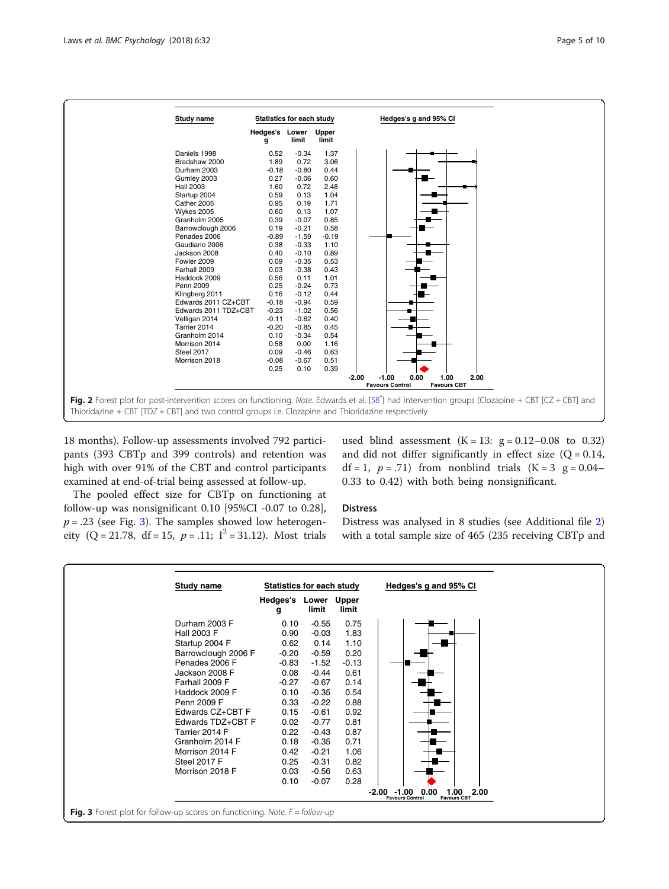| Study name | Hedges's g | Lower limit | Upper limit |
|---|---|---|---|
| Daniels 1998 | 0.52 | -0.34 | 1.37 |
| Bradshaw 2000 | 1.89 | 0.72 | 3.06 |
| Durham 2003 | -0.18 | -0.80 | 0.44 |
| Gumley 2003 | 0.27 | -0.06 | 0.60 |
| Hall 2003 | 1.60 | 0.72 | 2.48 |
| Startup 2004 | 0.59 | 0.13 | 1.04 |
| Cather 2005 | 0.95 | 0.19 | 1.71 |
| Wykes 2005 | 0.60 | 0.13 | 1.07 |
| Granholm 2005 | 0.39 | -0.07 | 0.85 |
| Barrowclough 2006 | 0.19 | -0.21 | 0.58 |
| Penades 2006 | -0.89 | -1.59 | -0.19 |
| Gaudiano 2006 | 0.38 | -0.33 | 1.10 |
| Jackson 2008 | 0.40 | -0.10 | 0.89 |
| Fowler 2009 | 0.09 | -0.35 | 0.53 |
| Farhall 2009 | 0.03 | -0.38 | 0.43 |
| Haddock 2009 | 0.56 | 0.11 | 1.01 |
| Penn 2009 | 0.25 | -0.24 | 0.73 |
| Klingberg 2011 | 0.16 | -0.12 | 0.44 |
| Edwards 2011 CZ+CBT | -0.18 | -0.94 | 0.59 |
| Edwards 2011 TDZ+CBT | -0.23 | -1.02 | 0.56 |
| Velligan 2014 | -0.11 | -0.62 | 0.40 |
| Tarrier 2014 | -0.20 | -0.85 | 0.45 |
| Granholm 2014 | 0.10 | -0.34 | 0.54 |
| Morrison 2014 | 0.58 | 0.00 | 1.16 |
| Steel 2017 | 0.09 | -0.46 | 0.63 |
| Morrison 2018 | -0.08 | -0.67 | 0.51 |
| | 0.25 | 0.10 | 0.39 |

**Fig. 2** Forest plot for post-intervention scores on functioning. *Note.* Edwards et al. [58*] had intervention groups (Clozapine + CBT [CZ + CBT] and Thioridazine + CBT [TDZ + CBT] and two control groups i.e. Clozapine and Thioridazine respectively

18 months). Follow-up assessments involved 792 participants (393 CBTp and 399 controls) and retention was high with over 91% of the CBT and control participants examined at end-of-trial being assessed at follow-up.

The pooled effect size for CBTp on functioning at follow-up was nonsignificant 0.10 [95%CI -0.07 to 0.28], $p = .23$ (see Fig. 3). The samples showed low heterogeneity ($Q = 21.78$, $df = 15$, $p = .11$; $I^2 = 31.12$). Most trials used blind assessment ($K = 13$: $g = 0.12$–$0.08$ to $0.32$) and did not differ significantly in effect size ($Q = 0.14$, $df = 1$, $p = .71$) from nonblind trials ($K = 3$ $g = 0.04$–$0.33$ to $0.42$) with both being nonsignificant.

### Distress

Distress was analysed in 8 studies (see Additional file 2) with a total sample size of 465 (235 receiving CBTp and

| Study name | Hedges's g | Lower limit | Upper limit |
|---|---|---|---|
| Durham 2003 F | 0.10 | -0.55 | 0.75 |
| Hall 2003 F | 0.90 | -0.03 | 1.83 |
| Startup 2004 F | 0.62 | 0.14 | 1.10 |
| Barrowclough 2006 F | -0.20 | -0.59 | 0.20 |
| Penades 2006 F | -0.83 | -1.52 | -0.13 |
| Jackson 2008 F | 0.08 | -0.44 | 0.61 |
| Farhall 2009 F | -0.27 | -0.67 | 0.14 |
| Haddock 2009 F | 0.10 | -0.35 | 0.54 |
| Penn 2009 F | 0.33 | -0.22 | 0.88 |
| Edwards CZ+CBT F | 0.15 | -0.61 | 0.92 |
| Edwards TDZ+CBT F | 0.02 | -0.77 | 0.81 |
| Tarrier 2014 F | 0.22 | -0.43 | 0.87 |
| Granholm 2014 F | 0.18 | -0.35 | 0.71 |
| Morrison 2014 F | 0.42 | -0.21 | 1.06 |
| Steel 2017 F | 0.25 | -0.31 | 0.82 |
| Morrison 2018 F | 0.03 | -0.56 | 0.63 |
| | 0.10 | -0.07 | 0.28 |

**Fig. 3** Forest plot for follow-up scores on functioning. *Note. F = follow-up*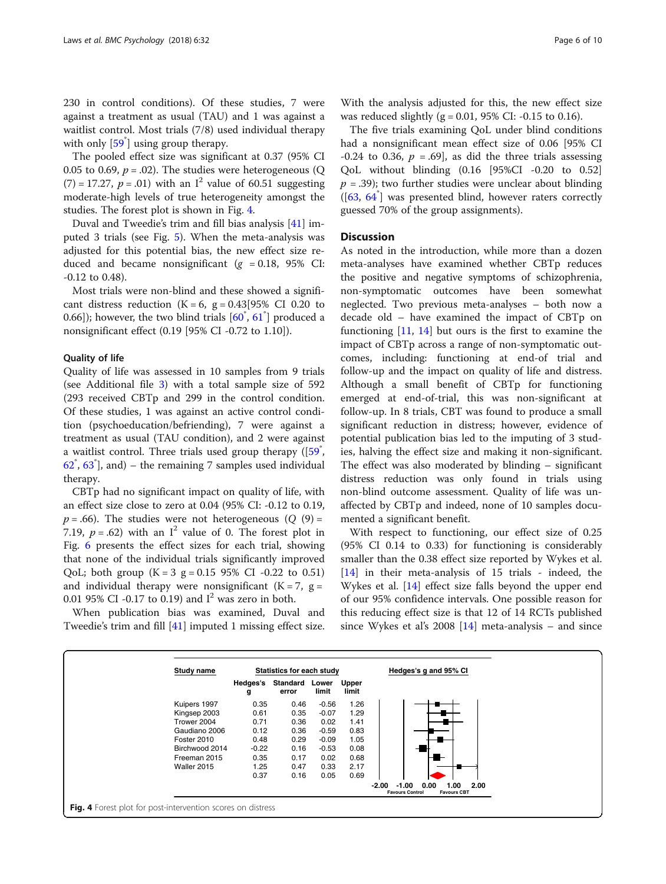230 in control conditions). Of these studies, 7 were against a treatment as usual (TAU) and 1 was against a waitlist control. Most trials (7/8) used individual therapy with only [59*] using group therapy.

The pooled effect size was significant at 0.37 (95% CI 0.05 to 0.69, $p = .02$). The studies were heterogeneous ($Q$ (7) = 17.27, $p = .01$) with an $I^2$ value of 60.51 suggesting moderate-high levels of true heterogeneity amongst the studies. The forest plot is shown in Fig. 4.

Duval and Tweedie's trim and fill bias analysis [41] imputed 3 trials (see Fig. 5). When the meta-analysis was adjusted for this potential bias, the new effect size reduced and became nonsignificant ($g$ = 0.18, 95% CI: -0.12 to 0.48).

Most trials were non-blind and these showed a significant distress reduction (K = 6, g = 0.43[95% CI 0.20 to 0.66]); however, the two blind trials [60*, 61*] produced a nonsignificant effect (0.19 [95% CI -0.72 to 1.10]).

### Quality of life

Quality of life was assessed in 10 samples from 9 trials (see Additional file 3) with a total sample size of 592 (293 received CBTp and 299 in the control condition. Of these studies, 1 was against an active control condition (psychoeducation/befriending), 7 were against a treatment as usual (TAU condition), and 2 were against a waitlist control. Three trials used group therapy ([59*, 62*, 63*], and) – the remaining 7 samples used individual therapy.

CBTp had no significant impact on quality of life, with an effect size close to zero at 0.04 (95% CI: -0.12 to 0.19, $p = .66$). The studies were not heterogeneous ($Q$ (9) = 7.19, $p = .62$) with an $I^2$ value of 0. The forest plot in Fig. 6 presents the effect sizes for each trial, showing that none of the individual trials significantly improved QoL; both group (K = 3 g = 0.15 95% CI -0.22 to 0.51) and individual therapy were nonsignificant (K = 7, g = 0.01 95% CI -0.17 to 0.19) and $I^2$ was zero in both.

When publication bias was examined, Duval and Tweedie's trim and fill [41] imputed 1 missing effect size. With the analysis adjusted for this, the new effect size was reduced slightly (g = 0.01, 95% CI: -0.15 to 0.16).

The five trials examining QoL under blind conditions had a nonsignificant mean effect size of 0.06 [95% CI -0.24 to 0.36, $p = .69$], as did the three trials assessing QoL without blinding (0.16 [95%CI -0.20 to 0.52] $p = .39$); two further studies were unclear about blinding ([63, 64*] was presented blind, however raters correctly guessed 70% of the group assignments).

## Discussion

As noted in the introduction, while more than a dozen meta-analyses have examined whether CBTp reduces the positive and negative symptoms of schizophrenia, non-symptomatic outcomes have been somewhat neglected. Two previous meta-analyses – both now a decade old – have examined the impact of CBTp on functioning [11, 14] but ours is the first to examine the impact of CBTp across a range of non-symptomatic outcomes, including: functioning at end-of trial and follow-up and the impact on quality of life and distress. Although a small benefit of CBTp for functioning emerged at end-of-trial, this was non-significant at follow-up. In 8 trials, CBT was found to produce a small significant reduction in distress; however, evidence of potential publication bias led to the imputing of 3 studies, halving the effect size and making it non-significant. The effect was also moderated by blinding – significant distress reduction was only found in trials using non-blind outcome assessment. Quality of life was unaffected by CBTp and indeed, none of 10 samples documented a significant benefit.

With respect to functioning, our effect size of 0.25 (95% CI 0.14 to 0.33) for functioning is considerably smaller than the 0.38 effect size reported by Wykes et al. [14] in their meta-analysis of 15 trials - indeed, the Wykes et al. [14] effect size falls beyond the upper end of our 95% confidence intervals. One possible reason for this reducing effect size is that 12 of 14 RCTs published since Wykes et al's 2008 [14] meta-analysis – and since

| Study name | Hedges's g | Standard error | Lower limit | Upper limit |
|---|---|---|---|---|
| Kuipers 1997 | 0.35 | 0.46 | -0.56 | 1.26 |
| Kingsep 2003 | 0.61 | 0.35 | -0.07 | 1.29 |
| Trower 2004 | 0.71 | 0.36 | 0.02 | 1.41 |
| Gaudiano 2006 | 0.12 | 0.36 | -0.59 | 0.83 |
| Foster 2010 | 0.48 | 0.29 | -0.09 | 1.05 |
| Birchwood 2014 | -0.22 | 0.16 | -0.53 | 0.08 |
| Freeman 2015 | 0.35 | 0.17 | 0.02 | 0.68 |
| Waller 2015 | 1.25 | 0.47 | 0.33 | 2.17 |
| | 0.37 | 0.16 | 0.05 | 0.69 |

**Fig. 4** Forest plot for post-intervention scores on distress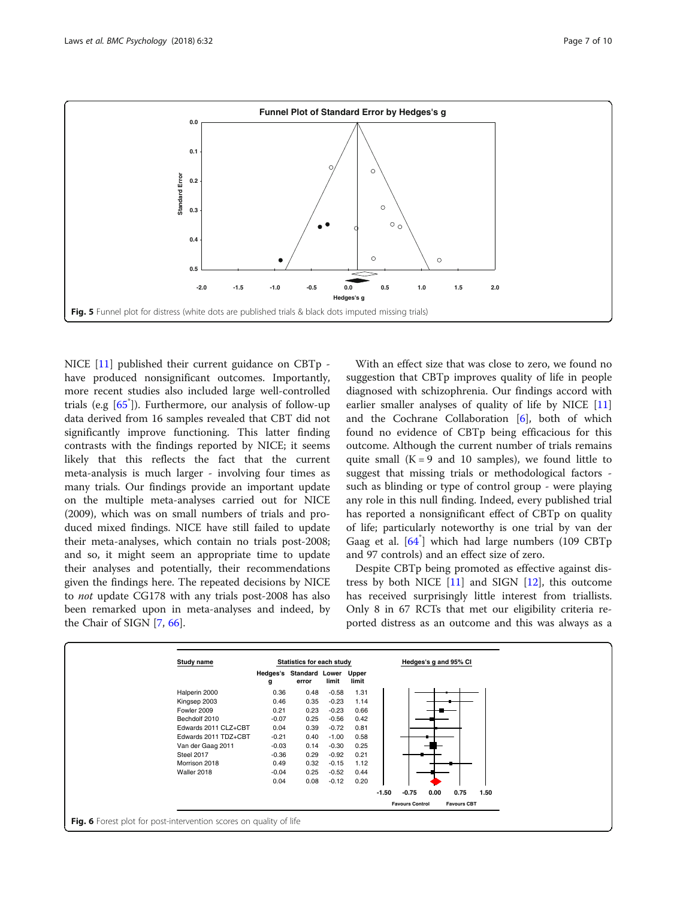Fig. 5 Funnel plot for distress (white dots are published trials & black dots imputed missing trials)

NICE [11] published their current guidance on CBTp - have produced nonsignificant outcomes. Importantly, more recent studies also included large well-controlled trials (e.g [65*]). Furthermore, our analysis of follow-up data derived from 16 samples revealed that CBT did not significantly improve functioning. This latter finding contrasts with the findings reported by NICE; it seems likely that this reflects the fact that the current meta-analysis is much larger - involving four times as many trials. Our findings provide an important update on the multiple meta-analyses carried out for NICE (2009), which was on small numbers of trials and produced mixed findings. NICE have still failed to update their meta-analyses, which contain no trials post-2008; and so, it might seem an appropriate time to update their analyses and potentially, their recommendations given the findings here. The repeated decisions by NICE to *not* update CG178 with any trials post-2008 has also been remarked upon in meta-analyses and indeed, by the Chair of SIGN [7, 66].

With an effect size that was close to zero, we found no suggestion that CBTp improves quality of life in people diagnosed with schizophrenia. Our findings accord with earlier smaller analyses of quality of life by NICE [11] and the Cochrane Collaboration [6], both of which found no evidence of CBTp being efficacious for this outcome. Although the current number of trials remains quite small (K = 9 and 10 samples), we found little to suggest that missing trials or methodological factors - such as blinding or type of control group - were playing any role in this null finding. Indeed, every published trial has reported a nonsignificant effect of CBTp on quality of life; particularly noteworthy is one trial by van der Gaag et al. [64*] which had large numbers (109 CBTp and 97 controls) and an effect size of zero.

Despite CBTp being promoted as effective against distress by both NICE [11] and SIGN [12], this outcome has received surprisingly little interest from triallists. Only 8 in 67 RCTs that met our eligibility criteria reported distress as an outcome and this was always as a

| Study name | Hedges's g | Standard error | Lower limit | Upper limit |
|---|---|---|---|---|
| Halperin 2000 | 0.36 | 0.48 | -0.58 | 1.31 |
| Kingsep 2003 | 0.46 | 0.35 | -0.23 | 1.14 |
| Fowler 2009 | 0.21 | 0.23 | -0.23 | 0.66 |
| Bechdolf 2010 | -0.07 | 0.25 | -0.56 | 0.42 |
| Edwards 2011 CLZ+CBT | 0.04 | 0.39 | -0.72 | 0.81 |
| Edwards 2011 TDZ+CBT | -0.21 | 0.40 | -1.00 | 0.58 |
| Van der Gaag 2011 | -0.03 | 0.14 | -0.30 | 0.25 |
| Steel 2017 | -0.36 | 0.29 | -0.92 | 0.21 |
| Morrison 2018 | 0.49 | 0.32 | -0.15 | 1.12 |
| Waller 2018 | -0.04 | 0.25 | -0.52 | 0.44 |
| | 0.04 | 0.08 | -0.12 | 0.20 |

Fig. 6 Forest plot for post-intervention scores on quality of life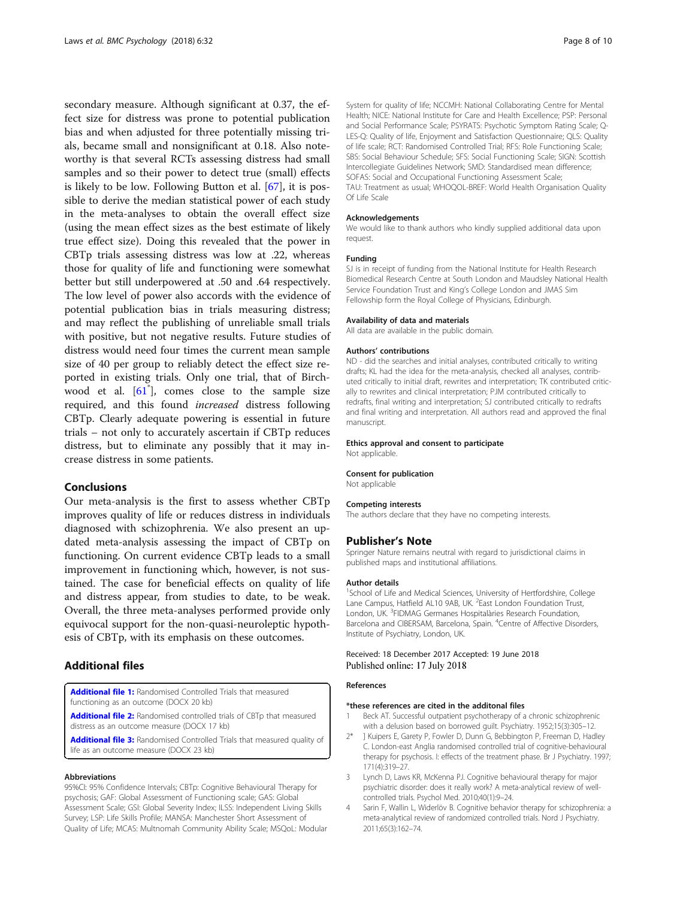secondary measure. Although significant at 0.37, the effect size for distress was prone to potential publication bias and when adjusted for three potentially missing trials, became small and nonsignificant at 0.18. Also noteworthy is that several RCTs assessing distress had small samples and so their power to detect true (small) effects is likely to be low. Following Button et al. [67], it is possible to derive the median statistical power of each study in the meta-analyses to obtain the overall effect size (using the mean effect sizes as the best estimate of likely true effect size). Doing this revealed that the power in CBTp trials assessing distress was low at .22, whereas those for quality of life and functioning were somewhat better but still underpowered at .50 and .64 respectively. The low level of power also accords with the evidence of potential publication bias in trials measuring distress; and may reflect the publishing of unreliable small trials with positive, but not negative results. Future studies of distress would need four times the current mean sample size of 40 per group to reliably detect the effect size reported in existing trials. Only one trial, that of Birchwood et al. [61*], comes close to the sample size required, and this found *increased* distress following CBTp. Clearly adequate powering is essential in future trials – not only to accurately ascertain if CBTp reduces distress, but to eliminate any possibly that it may increase distress in some patients.

## Conclusions

Our meta-analysis is the first to assess whether CBTp improves quality of life or reduces distress in individuals diagnosed with schizophrenia. We also present an updated meta-analysis assessing the impact of CBTp on functioning. On current evidence CBTp leads to a small improvement in functioning which, however, is not sustained. The case for beneficial effects on quality of life and distress appear, from studies to date, to be weak. Overall, the three meta-analyses performed provide only equivocal support for the non-quasi-neuroleptic hypothesis of CBTp, with its emphasis on these outcomes.

## Additional files

**Additional file 1:** Randomised Controlled Trials that measured functioning as an outcome (DOCX 20 kb)

**Additional file 2:** Randomised controlled trials of CBTp that measured distress as an outcome measure (DOCX 17 kb)

**Additional file 3:** Randomised Controlled Trials that measured quality of life as an outcome measure (DOCX 23 kb)

### Abbreviations

95%CI: 95% Confidence Intervals; CBTp: Cognitive Behavioural Therapy for psychosis; GAF: Global Assessment of Functioning scale; GAS: Global Assessment Scale; GSI: Global Severity Index; ILSS: Independent Living Skills Survey; LSP: Life Skills Profile; MANSA: Manchester Short Assessment of Quality of Life; MCAS: Multnomah Community Ability Scale; MSQoL: Modular System for quality of life; NCCMH: National Collaborating Centre for Mental Health; NICE: National Institute for Care and Health Excellence; PSP: Personal and Social Performance Scale; PSYRATS: Psychotic Symptom Rating Scale; Q-LES-Q: Quality of life, Enjoyment and Satisfaction Questionnaire; QLS: Quality of life scale; RCT: Randomised Controlled Trial; RFS: Role Functioning Scale; SBS: Social Behaviour Schedule; SFS: Social Functioning Scale; SIGN: Scottish Intercollegiate Guidelines Network; SMD: Standardised mean difference; SOFAS: Social and Occupational Functioning Assessment Scale; TAU: Treatment as usual; WHOQOL-BREF: World Health Organisation Quality Of Life Scale

### Acknowledgements

We would like to thank authors who kindly supplied additional data upon request.

### Funding

SJ is in receipt of funding from the National Institute for Health Research Biomedical Research Centre at South London and Maudsley National Health Service Foundation Trust and King's College London and JMAS Sim Fellowship form the Royal College of Physicians, Edinburgh.

### Availability of data and materials

All data are available in the public domain.

### Authors' contributions

ND - did the searches and initial analyses, contributed critically to writing drafts; KL had the idea for the meta-analysis, checked all analyses, contributed critically to initial draft, rewrites and interpretation; TK contributed critically to rewrites and clinical interpretation; PJM contributed critically to redrafts, final writing and interpretation; SJ contributed critically to redrafts and final writing and interpretation. All authors read and approved the final manuscript.

### Ethics approval and consent to participate

Not applicable.

### Consent for publication

Not applicable

### Competing interests

The authors declare that they have no competing interests.

## Publisher's Note

Springer Nature remains neutral with regard to jurisdictional claims in published maps and institutional affiliations.

### Author details

[1]School of Life and Medical Sciences, University of Hertfordshire, College Lane Campus, Hatfield AL10 9AB, UK. [2]East London Foundation Trust, London, UK. [3]FIDMAG Germanes Hospitalàries Research Foundation, Barcelona and CIBERSAM, Barcelona, Spain. [4]Centre of Affective Disorders, Institute of Psychiatry, London, UK.

Received: 18 December 2017 Accepted: 19 June 2018
Published online: 17 July 2018

### References

**\*these references are cited in the additonal files**

1. Beck AT. Successful outpatient psychotherapy of a chronic schizophrenic with a delusion based on borrowed guilt. Psychiatry. 1952;15(3):305–12.
2. * ] Kuipers E, Garety P, Fowler D, Dunn G, Bebbington P, Freeman D, Hadley C. London-east Anglia randomised controlled trial of cognitive-behavioural therapy for psychosis. I: effects of the treatment phase. Br J Psychiatry. 1997;171(4):319–27.
3. Lynch D, Laws KR, McKenna PJ. Cognitive behavioural therapy for major psychiatric disorder: does it really work? A meta-analytical review of well-controlled trials. Psychol Med. 2010;40(1):9–24.
4. Sarin F, Wallin L, Widerlöv B. Cognitive behavior therapy for schizophrenia: a meta-analytical review of randomized controlled trials. Nord J Psychiatry. 2011;65(3):162–74.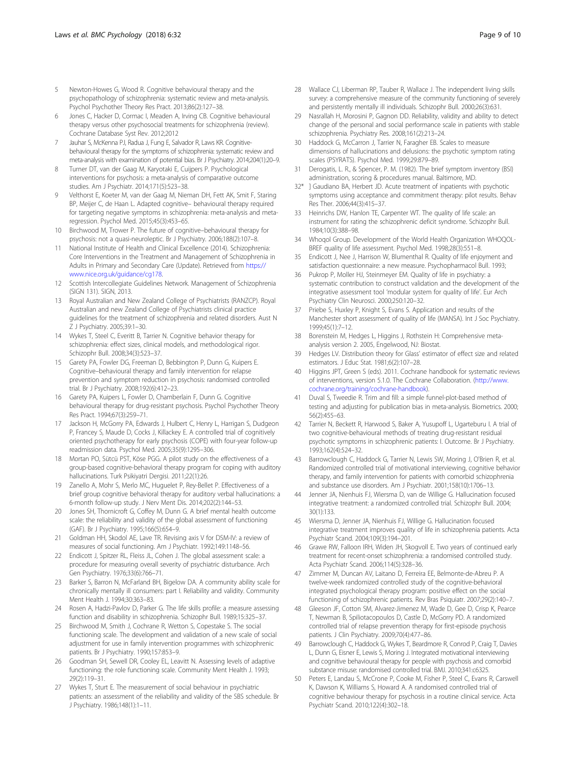5. Newton-Howes G, Wood R. Cognitive behavioural therapy and the psychopathology of schizophrenia: systematic review and meta-analysis. Psychol Psychother Theory Res Pract. 2013;86(2):127–38.
6. Jones C, Hacker D, Cormac I, Meaden A, Irving CB. Cognitive behavioural therapy versus other psychosocial treatments for schizophrenia (review). Cochrane Database Syst Rev. 2012;2012
7. Jauhar S, McKenna PJ, Radua J, Fung E, Salvador R, Laws KR. Cognitive-behavioural therapy for the symptoms of schizophrenia: systematic review and meta-analysis with examination of potential bias. Br J Psychiatry. 2014;204(1):20–9.
8. Turner DT, van der Gaag M, Karyotaki E, Cuijpers P. Psychological interventions for psychosis: a meta-analysis of comparative outcome studies. Am J Psychiatr. 2014;171(5):523–38.
9. Velthorst E, Koeter M, van der Gaag M, Nieman DH, Fett AK, Smit F, Staring BP, Meijer C, de Haan L. Adapted cognitive– behavioural therapy required for targeting negative symptoms in schizophrenia: meta-analysis and meta-regression. Psychol Med. 2015;45(3):453–65.
10. Birchwood M, Trower P. The future of cognitive–behavioural therapy for psychosis: not a quasi-neuroleptic. Br J Psychiatry. 2006;188(2):107–8.
11. National Institute of Health and Clinical Excellence (2014). Schizophrenia: Core Interventions in the Treatment and Management of Schizophrenia in Adults in Primary and Secondary Care (Update). Retrieved from https://www.nice.org.uk/guidance/cg178.
12. Scottish Intercollegiate Guidelines Network. Management of Schizophrenia (SIGN 131). SIGN, 2013.
13. Royal Australian and New Zealand College of Psychiatrists (RANZCP). Royal Australian and new Zealand College of Psychiatrists clinical practice guidelines for the treatment of schizophrenia and related disorders. Aust N Z J Psychiatry. 2005;39:1–30.
14. Wykes T, Steel C, Everitt B, Tarrier N. Cognitive behavior therapy for schizophrenia: effect sizes, clinical models, and methodological rigor. Schizophr Bull. 2008;34(3):523–37.
15. Garety PA, Fowler DG, Freeman D, Bebbington P, Dunn G, Kuipers E. Cognitive–behavioural therapy and family intervention for relapse prevention and symptom reduction in psychosis: randomised controlled trial. Br J Psychiatry. 2008;192(6):412–23.
16. Garety PA, Kuipers L, Fowler D, Chamberlain F, Dunn G. Cognitive behavioural therapy for drug-resistant psychosis. Psychol Psychother Theory Res Pract. 1994;67(3):259–71.
17. Jackson H, McGorry PA, Edwards J, Hulbert C, Henry L, Harrigan S, Dudgeon P, Francey S, Maude D, Cocks J, Killackey E. A controlled trial of cognitively oriented psychotherapy for early psychosis (COPE) with four-year follow-up readmission data. Psychol Med. 2005;35(9):1295–306.
18. Mortan PO, Sütcü PST, Köse PGG. A pilot study on the effectiveness of a group-based cognitive-behavioral therapy program for coping with auditory hallucinations. Turk Psikiyatri Dergisi. 2011;22(1):26.
19. Zanello A, Mohr S, Merlo MC, Huguelet P, Rey-Bellet P. Effectiveness of a brief group cognitive behavioral therapy for auditory verbal hallucinations: a 6-month follow-up study. J Nerv Ment Dis. 2014;202(2):144–53.
20. Jones SH, Thornicroft G, Coffey M, Dunn G. A brief mental health outcome scale: the reliability and validity of the global assessment of functioning (GAF). Br J Psychiatry. 1995;166(5):654–9.
21. Goldman HH, Skodol AE, Lave TR. Revising axis V for DSM-IV: a review of measures of social functioning. Am J Psychiatr. 1992;149:1148–56.
22. Endicott J, Spitzer RL, Fleiss JL, Cohen J. The global assessment scale: a procedure for measuring overall severity of psychiatric disturbance. Arch Gen Psychiatry. 1976;33(6):766–71.
23. Barker S, Barron N, McFarland BH, Bigelow DA. A community ability scale for chronically mentally ill consumers: part I. Reliability and validity. Community Ment Health J. 1994;30:363–83.
24. Rosen A, Hadzi-Pavlov D, Parker G. The life skills profile: a measure assessing function and disability in schizophrenia. Schizophr Bull. 1989;15:325–37.
25. Birchwood M, Smith J, Cochrane R, Wetton S, Copestake S. The social functioning scale. The development and validation of a new scale of social adjustment for use in family intervention programmes with schizophrenic patients. Br J Psychiatry. 1990;157:853–9.
26. Goodman SH, Sewell DR, Cooley EL, Leavitt N. Assessing levels of adaptive functioning: the role functioning scale. Community Ment Health J. 1993; 29(2):119–31.
27. Wykes T, Sturt E. The measurement of social behaviour in psychiatric patients: an assessment of the reliability and validity of the SBS schedule. Br J Psychiatry. 1986;148(1):1–11.
28. Wallace CJ, Liberman RP, Tauber R, Wallace J. The independent living skills survey: a comprehensive measure of the community functioning of severely and persistently mentally ill individuals. Schizophr Bull. 2000;26(3):631.
29. Nasrallah H, Morosini P, Gagnon DD. Reliability, validity and ability to detect change of the personal and social performance scale in patients with stable schizophrenia. Psychiatry Res. 2008;161(2):213–24.
30. Haddock G, McCarron J, Tarrier N, Faragher EB. Scales to measure dimensions of hallucinations and delusions: the psychotic symptom rating scales (PSYRATS). Psychol Med. 1999;29:879–89.
31. Derogatis, L. R., & Spencer, P. M. (1982). The brief symptom inventory (BSI) administration, scoring & procedures manual. Baltimore, MD.
32* ] Gaudiano BA, Herbert JD. Acute treatment of inpatients with psychotic symptoms using acceptance and commitment therapy: pilot results. Behav Res Ther. 2006;44(3):415–37.
33. Heinrichs DW, Hanlon TE, Carpenter WT. The quality of life scale: an instrument for rating the schizophrenic deficit syndrome. Schizophr Bull. 1984;10(3):388–98.
34. Whoqol Group. Development of the World Health Organization WHOQOL-BREF quality of life assessment. Psychol Med. 1998;28(3):551–8.
35. Endicott J, Nee J, Harrison W, Blumenthal R. Quality of life enjoyment and satisfaction questionnaire: a new measure. Psychopharmacol Bull. 1993;
36. Pukrop P, Moller HJ, Steinmeyer EM. Quality of life in psychiatry: a systematic contribution to construct validation and the development of the integrative assessment tool 'modular system for quality of life'. Eur Arch Psychiatry Clin Neurosci. 2000;250:120–32.
37. Priebe S, Huxley P, Knight S, Evans S. Application and results of the Manchester short assessment of quality of life (MANSA). Int J Soc Psychiatry. 1999;45(1):7–12.
38. Borenstein M, Hedges L, Higgins J, Rothstein H: Comprehensive meta-analysis version 2. 2005, Engelwood, NJ: Biostat.
39. Hedges LV. Distribution theory for Glass' estimator of effect size and related estimators. J Educ Stat. 1981;6(2):107–28.
40. Higgins JPT, Green S (eds). 2011. Cochrane handbook for systematic reviews of interventions, version 5.1.0. The Cochrane Collaboration. (http://www.cochrane.org/training/cochrane-handbook).
41. Duval S, Tweedie R. Trim and fill: a simple funnel-plot-based method of testing and adjusting for publication bias in meta-analysis. Biometrics. 2000; 56(2):455–63.
42. Tarrier N, Beckett R, Harwood S, Baker A, Yusupoff L, Ugarteburu I. A trial of two cognitive-behavioural methods of treating drug-resistant residual psychotic symptoms in schizophrenic patients: I. Outcome. Br J Psychiatry. 1993;162(4):524–32.
43. Barrowclough C, Haddock G, Tarrier N, Lewis SW, Moring J, O'Brien R, et al. Randomized controlled trial of motivational interviewing, cognitive behavior therapy, and family intervention for patients with comorbid schizophrenia and substance use disorders. Am J Psychiatr. 2001;158(10):1706–13.
44. Jenner JA, Nienhuis FJ, Wiersma D, van de Willige G. Hallucination focused integrative treatment: a randomized controlled trial. Schizophr Bull. 2004; 30(1):133.
45. Wiersma D, Jenner JA, Nienhuis FJ, Willige G. Hallucination focused integrative treatment improves quality of life in schizophrenia patients. Acta Psychiatr Scand. 2004;109(3):194–201.
46. Grawe RW, Falloon IRH, Widen JH, Skogvoll E. Two years of continued early treatment for recent-onset schizophrenia: a randomised controlled study. Acta Psychiatr Scand. 2006;114(5):328–36.
47. Zimmer M, Duncan AV, Laitano D, Ferreira EE, Belmonte-de-Abreu P. A twelve-week randomized controlled study of the cognitive-behavioral integrated psychological therapy program: positive effect on the social functioning of schizophrenic patients. Rev Bras Psiquiatr. 2007;29(2):140–7.
48. Gleeson JF, Cotton SM, Alvarez-Jimenez M, Wade D, Gee D, Crisp K, Pearce T, Newman B, Spiliotacopoulos D, Castle D, McGorry PD. A randomized controlled trial of relapse prevention therapy for first-episode psychosis patients. J Clin Psychiatry. 2009;70(4):477–86.
49. Barrowclough C, Haddock G, Wykes T, Beardmore R, Conrod P, Craig T, Davies L, Dunn G, Eisner E, Lewis S, Moring J. Integrated motivational interviewing and cognitive behavioural therapy for people with psychosis and comorbid substance misuse: randomised controlled trial. BMJ. 2010;341:c6325.
50. Peters E, Landau S, McCrone P, Cooke M, Fisher P, Steel C, Evans R, Carswell K, Dawson K, Williams S, Howard A. A randomised controlled trial of cognitive behaviour therapy for psychosis in a routine clinical service. Acta Psychiatr Scand. 2010;122(4):302–18.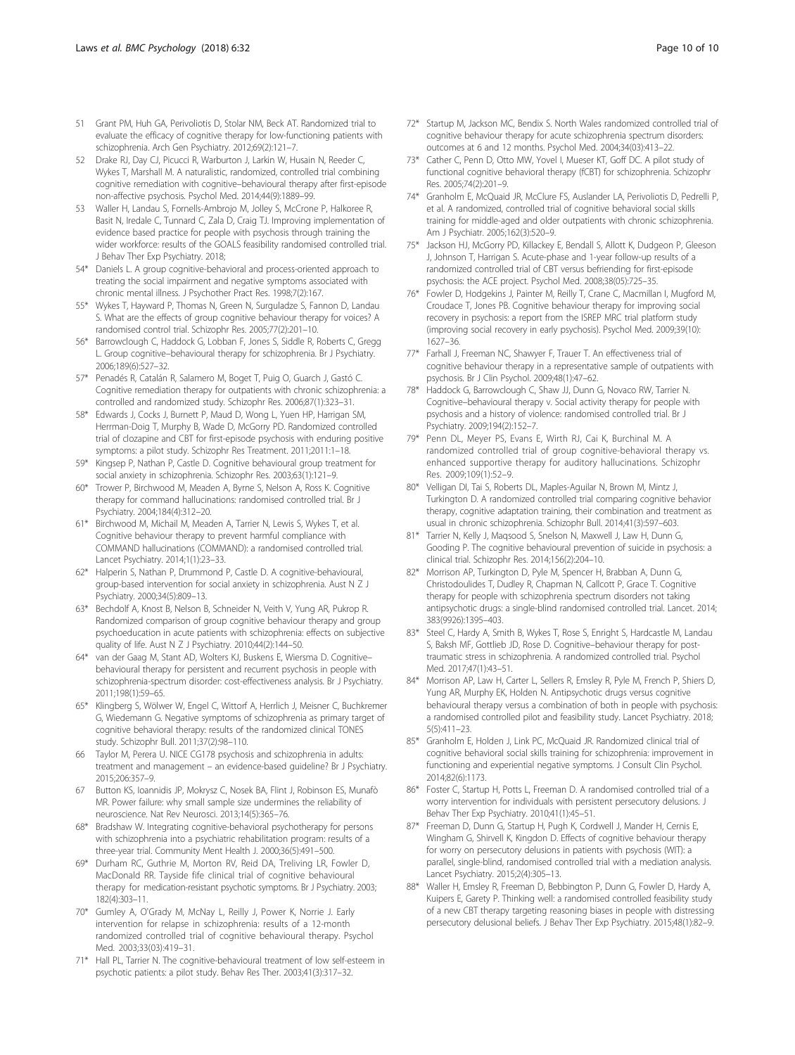51 Grant PM, Huh GA, Perivoliotis D, Stolar NM, Beck AT. Randomized trial to evaluate the efficacy of cognitive therapy for low-functioning patients with schizophrenia. Arch Gen Psychiatry. 2012;69(2):121–7.

52 Drake RJ, Day CJ, Picucci R, Warburton J, Larkin W, Husain N, Reeder C, Wykes T, Marshall M. A naturalistic, randomized, controlled trial combining cognitive remediation with cognitive–behavioural therapy after first-episode non-affective psychosis. Psychol Med. 2014;44(9):1889–99.

53 Waller H, Landau S, Fornells-Ambrojo M, Jolley S, McCrone P, Halkoree R, Basit N, Iredale C, Tunnard C, Zala D, Craig TJ. Improving implementation of evidence based practice for people with psychosis through training the wider workforce: results of the GOALS feasibility randomised controlled trial. J Behav Ther Exp Psychiatry. 2018;

54* Daniels L. A group cognitive-behavioral and process-oriented approach to treating the social impairment and negative symptoms associated with chronic mental illness. J Psychother Pract Res. 1998;7(2):167.

55* Wykes T, Hayward P, Thomas N, Green N, Surguladze S, Fannon D, Landau S. What are the effects of group cognitive behaviour therapy for voices? A randomised control trial. Schizophr Res. 2005;77(2):201–10.

56* Barrowclough C, Haddock G, Lobban F, Jones S, Siddle R, Roberts C, Gregg L. Group cognitive–behavioural therapy for schizophrenia. Br J Psychiatry. 2006;189(6):527–32.

57* Penadés R, Catalán R, Salamero M, Boget T, Puig O, Guarch J, Gastó C. Cognitive remediation therapy for outpatients with chronic schizophrenia: a controlled and randomized study. Schizophr Res. 2006;87(1):323–31.

58* Edwards J, Cocks J, Burnett P, Maud D, Wong L, Yuen HP, Harrigan SM, Herrman-Doig T, Murphy B, Wade D, McGorry PD. Randomized controlled trial of clozapine and CBT for first-episode psychosis with enduring positive symptoms: a pilot study. Schizophr Res Treatment. 2011;2011:1–18.

59* Kingsep P, Nathan P, Castle D. Cognitive behavioural group treatment for social anxiety in schizophrenia. Schizophr Res. 2003;63(1):121–9.

60* Trower P, Birchwood M, Meaden A, Byrne S, Nelson A, Ross K. Cognitive therapy for command hallucinations: randomised controlled trial. Br J Psychiatry. 2004;184(4):312–20.

61* Birchwood M, Michail M, Meaden A, Tarrier N, Lewis S, Wykes T, et al. Cognitive behaviour therapy to prevent harmful compliance with COMMAND hallucinations (COMMAND): a randomised controlled trial. Lancet Psychiatry. 2014;1(1):23–33.

62* Halperin S, Nathan P, Drummond P, Castle D. A cognitive-behavioural, group-based intervention for social anxiety in schizophrenia. Aust N Z J Psychiatry. 2000;34(5):809–13.

63* Bechdolf A, Knost B, Nelson B, Schneider N, Veith V, Yung AR, Pukrop R. Randomized comparison of group cognitive behaviour therapy and group psychoeducation in acute patients with schizophrenia: effects on subjective quality of life. Aust N Z J Psychiatry. 2010;44(2):144–50.

64* van der Gaag M, Stant AD, Wolters KJ, Buskens E, Wiersma D. Cognitive–behavioural therapy for persistent and recurrent psychosis in people with schizophrenia-spectrum disorder: cost-effectiveness analysis. Br J Psychiatry. 2011;198(1):59–65.

65* Klingberg S, Wölwer W, Engel C, Wittorf A, Herrlich J, Meisner C, Buchkremer G, Wiedemann G. Negative symptoms of schizophrenia as primary target of cognitive behavioral therapy: results of the randomized clinical TONES study. Schizophr Bull. 2011;37(2):98–110.

66 Taylor M, Perera U. NICE CG178 psychosis and schizophrenia in adults: treatment and management – an evidence-based guideline? Br J Psychiatry. 2015;206:357–9.

67 Button KS, Ioannidis JP, Mokrysz C, Nosek BA, Flint J, Robinson ES, Munafò MR. Power failure: why small sample size undermines the reliability of neuroscience. Nat Rev Neurosci. 2013;14(5):365–76.

68* Bradshaw W. Integrating cognitive-behavioral psychotherapy for persons with schizophrenia into a psychiatric rehabilitation program: results of a three-year trial. Community Ment Health J. 2000;36(5):491–500.

69* Durham RC, Guthrie M, Morton RV, Reid DA, Treliving LR, Fowler D, MacDonald RR. Tayside fife clinical trial of cognitive behavioural therapy for medication-resistant psychotic symptoms. Br J Psychiatry. 2003;182(4):303–11.

70* Gumley A, O'Grady M, McNay L, Reilly J, Power K, Norrie J. Early intervention for relapse in schizophrenia: results of a 12-month randomized controlled trial of cognitive behavioural therapy. Psychol Med. 2003;33(03):419–31.

71* Hall PL, Tarrier N. The cognitive-behavioural treatment of low self-esteem in psychotic patients: a pilot study. Behav Res Ther. 2003;41(3):317–32.

72* Startup M, Jackson MC, Bendix S. North Wales randomized controlled trial of cognitive behaviour therapy for acute schizophrenia spectrum disorders: outcomes at 6 and 12 months. Psychol Med. 2004;34(03):413–22.

73* Cather C, Penn D, Otto MW, Yovel I, Mueser KT, Goff DC. A pilot study of functional cognitive behavioral therapy (fCBT) for schizophrenia. Schizophr Res. 2005;74(2):201–9.

74* Granholm E, McQuaid JR, McClure FS, Auslander LA, Perivoliotis D, Pedrelli P, et al. A randomized, controlled trial of cognitive behavioral social skills training for middle-aged and older outpatients with chronic schizophrenia. Am J Psychiatr. 2005;162(3):520–9.

75* Jackson HJ, McGorry PD, Killackey E, Bendall S, Allott K, Dudgeon P, Gleeson J, Johnson T, Harrigan S. Acute-phase and 1-year follow-up results of a randomized controlled trial of CBT versus befriending for first-episode psychosis: the ACE project. Psychol Med. 2008;38(05):725–35.

76* Fowler D, Hodgekins J, Painter M, Reilly T, Crane C, Macmillan I, Mugford M, Croudace T, Jones PB. Cognitive behaviour therapy for improving social recovery in psychosis: a report from the ISREP MRC trial platform study (improving social recovery in early psychosis). Psychol Med. 2009;39(10):1627–36.

77* Farhall J, Freeman NC, Shawyer F, Trauer T. An effectiveness trial of cognitive behaviour therapy in a representative sample of outpatients with psychosis. Br J Clin Psychol. 2009;48(1):47–62.

78* Haddock G, Barrowclough C, Shaw JJ, Dunn G, Novaco RW, Tarrier N. Cognitive–behavioural therapy v. Social activity therapy for people with psychosis and a history of violence: randomised controlled trial. Br J Psychiatry. 2009;194(2):152–7.

79* Penn DL, Meyer PS, Evans E, Wirth RJ, Cai K, Burchinal M. A randomized controlled trial of group cognitive-behavioral therapy vs. enhanced supportive therapy for auditory hallucinations. Schizophr Res. 2009;109(1):52–9.

80* Velligan DI, Tai S, Roberts DL, Maples-Aguilar N, Brown M, Mintz J, Turkington D. A randomized controlled trial comparing cognitive behavior therapy, cognitive adaptation training, their combination and treatment as usual in chronic schizophrenia. Schizophr Bull. 2014;41(3):597–603.

81* Tarrier N, Kelly J, Maqsood S, Snelson N, Maxwell J, Law H, Dunn G, Gooding P. The cognitive behavioural prevention of suicide in psychosis: a clinical trial. Schizophr Res. 2014;156(2):204–10.

82* Morrison AP, Turkington D, Pyle M, Spencer H, Brabban A, Dunn G, Christodoulides T, Dudley R, Chapman N, Callcott P, Grace T. Cognitive therapy for people with schizophrenia spectrum disorders not taking antipsychotic drugs: a single-blind randomised controlled trial. Lancet. 2014;383(9926):1395–403.

83* Steel C, Hardy A, Smith B, Wykes T, Rose S, Enright S, Hardcastle M, Landau S, Baksh MF, Gottlieb JD, Rose D. Cognitive–behaviour therapy for post-traumatic stress in schizophrenia. A randomized controlled trial. Psychol Med. 2017;47(1):43–51.

84* Morrison AP, Law H, Carter L, Sellers R, Emsley R, Pyle M, French P, Shiers D, Yung AR, Murphy EK, Holden N. Antipsychotic drugs versus cognitive behavioural therapy versus a combination of both in people with psychosis: a randomised controlled pilot and feasibility study. Lancet Psychiatry. 2018;5(5):411–23.

85* Granholm E, Holden J, Link PC, McQuaid JR. Randomized clinical trial of cognitive behavioral social skills training for schizophrenia: improvement in functioning and experiential negative symptoms. J Consult Clin Psychol. 2014;82(6):1173.

86* Foster C, Startup H, Potts L, Freeman D. A randomised controlled trial of a worry intervention for individuals with persistent persecutory delusions. J Behav Ther Exp Psychiatry. 2010;41(1):45–51.

87* Freeman D, Dunn G, Startup H, Pugh K, Cordwell J, Mander H, Cernis E, Wingham G, Shirvell K, Kingdon D. Effects of cognitive behaviour therapy for worry on persecutory delusions in patients with psychosis (WIT): a parallel, single-blind, randomised controlled trial with a mediation analysis. Lancet Psychiatry. 2015;2(4):305–13.

88* Waller H, Emsley R, Freeman D, Bebbington P, Dunn G, Fowler D, Hardy A, Kuipers E, Garety P. Thinking well: a randomised controlled feasibility study of a new CBT therapy targeting reasoning biases in people with distressing persecutory delusional beliefs. J Behav Ther Exp Psychiatry. 2015;48(1):82–9.